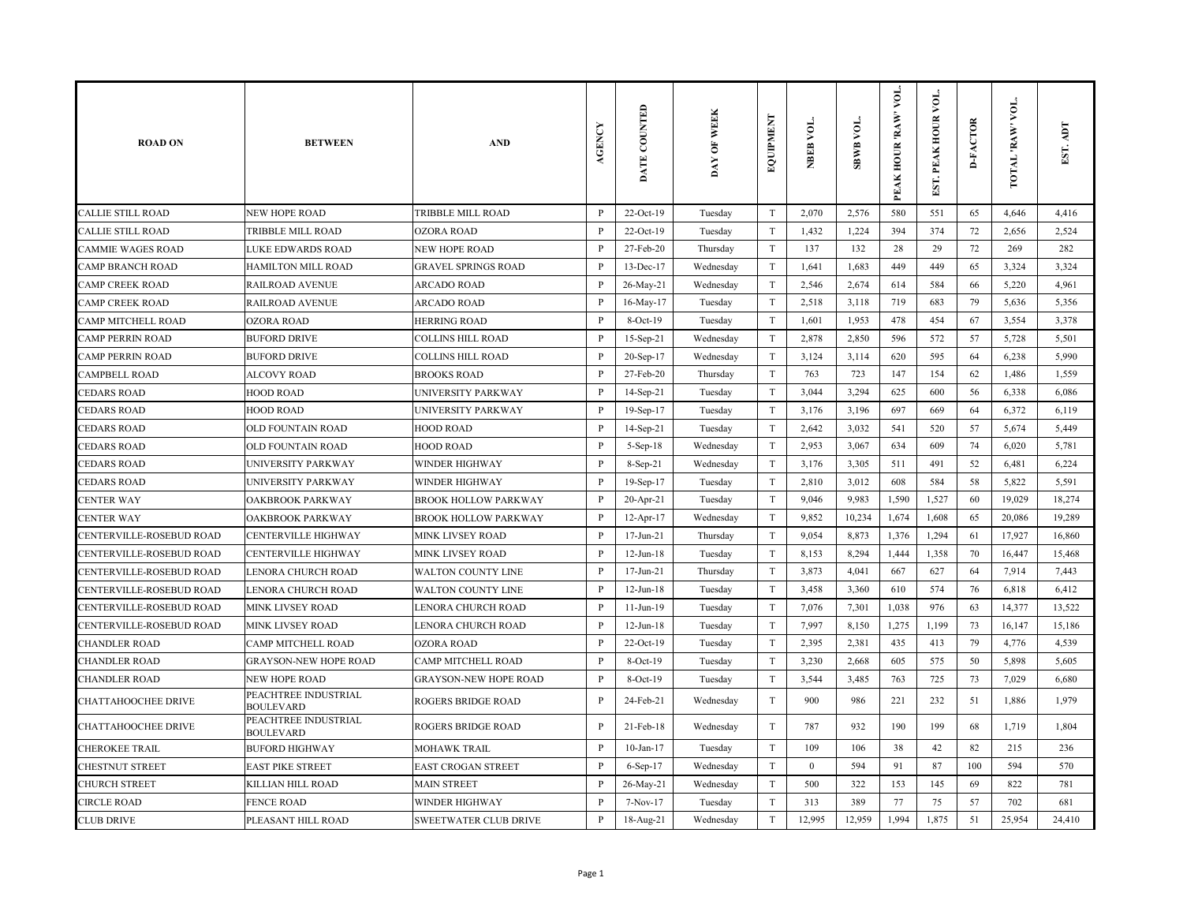| ROAD ON | BETWEEN | AND | AGENCY | DATE COUNTED | DAY OF WEEK | EQUIPMENT | NBEB VOL. | SBWB VOL. | PEAK HOUR 'RAW' VOL. | EST. PEAK HOUR VOL. | D-FACTOR | TOTAL 'RAW' VOL. | EST. ADT |
|---|---|---|---|---|---|---|---|---|---|---|---|---|---|
| CALLIE STILL ROAD | NEW HOPE ROAD | TRIBBLE MILL ROAD | P | 22-Oct-19 | Tuesday | T | 2,070 | 2,576 | 580 | 551 | 65 | 4,646 | 4,416 |
| CALLIE STILL ROAD | TRIBBLE MILL ROAD | OZORA ROAD | P | 22-Oct-19 | Tuesday | T | 1,432 | 1,224 | 394 | 374 | 72 | 2,656 | 2,524 |
| CAMMIE WAGES ROAD | LUKE EDWARDS ROAD | NEW HOPE ROAD | P | 27-Feb-20 | Thursday | T | 137 | 132 | 28 | 29 | 72 | 269 | 282 |
| CAMP BRANCH ROAD | HAMILTON MILL ROAD | GRAVEL SPRINGS ROAD | P | 13-Dec-17 | Wednesday | T | 1,641 | 1,683 | 449 | 449 | 65 | 3,324 | 3,324 |
| CAMP CREEK ROAD | RAILROAD AVENUE | ARCADO ROAD | P | 26-May-21 | Wednesday | T | 2,546 | 2,674 | 614 | 584 | 66 | 5,220 | 4,961 |
| CAMP CREEK ROAD | RAILROAD AVENUE | ARCADO ROAD | P | 16-May-17 | Tuesday | T | 2,518 | 3,118 | 719 | 683 | 79 | 5,636 | 5,356 |
| CAMP MITCHELL ROAD | OZORA ROAD | HERRING ROAD | P | 8-Oct-19 | Tuesday | T | 1,601 | 1,953 | 478 | 454 | 67 | 3,554 | 3,378 |
| CAMP PERRIN ROAD | BUFORD DRIVE | COLLINS HILL ROAD | P | 15-Sep-21 | Wednesday | T | 2,878 | 2,850 | 596 | 572 | 57 | 5,728 | 5,501 |
| CAMP PERRIN ROAD | BUFORD DRIVE | COLLINS HILL ROAD | P | 20-Sep-17 | Wednesday | T | 3,124 | 3,114 | 620 | 595 | 64 | 6,238 | 5,990 |
| CAMPBELL ROAD | ALCOVY ROAD | BROOKS ROAD | P | 27-Feb-20 | Thursday | T | 763 | 723 | 147 | 154 | 62 | 1,486 | 1,559 |
| CEDARS ROAD | HOOD ROAD | UNIVERSITY PARKWAY | P | 14-Sep-21 | Tuesday | T | 3,044 | 3,294 | 625 | 600 | 56 | 6,338 | 6,086 |
| CEDARS ROAD | HOOD ROAD | UNIVERSITY PARKWAY | P | 19-Sep-17 | Tuesday | T | 3,176 | 3,196 | 697 | 669 | 64 | 6,372 | 6,119 |
| CEDARS ROAD | OLD FOUNTAIN ROAD | HOOD ROAD | P | 14-Sep-21 | Tuesday | T | 2,642 | 3,032 | 541 | 520 | 57 | 5,674 | 5,449 |
| CEDARS ROAD | OLD FOUNTAIN ROAD | HOOD ROAD | P | 5-Sep-18 | Wednesday | T | 2,953 | 3,067 | 634 | 609 | 74 | 6,020 | 5,781 |
| CEDARS ROAD | UNIVERSITY PARKWAY | WINDER HIGHWAY | P | 8-Sep-21 | Wednesday | T | 3,176 | 3,305 | 511 | 491 | 52 | 6,481 | 6,224 |
| CEDARS ROAD | UNIVERSITY PARKWAY | WINDER HIGHWAY | P | 19-Sep-17 | Tuesday | T | 2,810 | 3,012 | 608 | 584 | 58 | 5,822 | 5,591 |
| CENTER WAY | OAKBROOK PARKWAY | BROOK HOLLOW PARKWAY | P | 20-Apr-21 | Tuesday | T | 9,046 | 9,983 | 1,590 | 1,527 | 60 | 19,029 | 18,274 |
| CENTER WAY | OAKBROOK PARKWAY | BROOK HOLLOW PARKWAY | P | 12-Apr-17 | Wednesday | T | 9,852 | 10,234 | 1,674 | 1,608 | 65 | 20,086 | 19,289 |
| CENTERVILLE-ROSEBUD ROAD | CENTERVILLE HIGHWAY | MINK LIVSEY ROAD | P | 17-Jun-21 | Thursday | T | 9,054 | 8,873 | 1,376 | 1,294 | 61 | 17,927 | 16,860 |
| CENTERVILLE-ROSEBUD ROAD | CENTERVILLE HIGHWAY | MINK LIVSEY ROAD | P | 12-Jun-18 | Tuesday | T | 8,153 | 8,294 | 1,444 | 1,358 | 70 | 16,447 | 15,468 |
| CENTERVILLE-ROSEBUD ROAD | LENORA CHURCH ROAD | WALTON COUNTY LINE | P | 17-Jun-21 | Thursday | T | 3,873 | 4,041 | 667 | 627 | 64 | 7,914 | 7,443 |
| CENTERVILLE-ROSEBUD ROAD | LENORA CHURCH ROAD | WALTON COUNTY LINE | P | 12-Jun-18 | Tuesday | T | 3,458 | 3,360 | 610 | 574 | 76 | 6,818 | 6,412 |
| CENTERVILLE-ROSEBUD ROAD | MINK LIVSEY ROAD | LENORA CHURCH ROAD | P | 11-Jun-19 | Tuesday | T | 7,076 | 7,301 | 1,038 | 976 | 63 | 14,377 | 13,522 |
| CENTERVILLE-ROSEBUD ROAD | MINK LIVSEY ROAD | LENORA CHURCH ROAD | P | 12-Jun-18 | Tuesday | T | 7,997 | 8,150 | 1,275 | 1,199 | 73 | 16,147 | 15,186 |
| CHANDLER ROAD | CAMP MITCHELL ROAD | OZORA ROAD | P | 22-Oct-19 | Tuesday | T | 2,395 | 2,381 | 435 | 413 | 79 | 4,776 | 4,539 |
| CHANDLER ROAD | GRAYSON-NEW HOPE ROAD | CAMP MITCHELL ROAD | P | 8-Oct-19 | Tuesday | T | 3,230 | 2,668 | 605 | 575 | 50 | 5,898 | 5,605 |
| CHANDLER ROAD | NEW HOPE ROAD | GRAYSON-NEW HOPE ROAD | P | 8-Oct-19 | Tuesday | T | 3,544 | 3,485 | 763 | 725 | 73 | 7,029 | 6,680 |
| CHATTAHOOCHEE DRIVE | PEACHTREE INDUSTRIAL BOULEVARD | ROGERS BRIDGE ROAD | P | 24-Feb-21 | Wednesday | T | 900 | 986 | 221 | 232 | 51 | 1,886 | 1,979 |
| CHATTAHOOCHEE DRIVE | PEACHTREE INDUSTRIAL BOULEVARD | ROGERS BRIDGE ROAD | P | 21-Feb-18 | Wednesday | T | 787 | 932 | 190 | 199 | 68 | 1,719 | 1,804 |
| CHEROKEE TRAIL | BUFORD HIGHWAY | MOHAWK TRAIL | P | 10-Jan-17 | Tuesday | T | 109 | 106 | 38 | 42 | 82 | 215 | 236 |
| CHESTNUT STREET | EAST PIKE STREET | EAST CROGAN STREET | P | 6-Sep-17 | Wednesday | T | 0 | 594 | 91 | 87 | 100 | 594 | 570 |
| CHURCH STREET | KILLIAN HILL ROAD | MAIN STREET | P | 26-May-21 | Wednesday | T | 500 | 322 | 153 | 145 | 69 | 822 | 781 |
| CIRCLE ROAD | FENCE ROAD | WINDER HIGHWAY | P | 7-Nov-17 | Tuesday | T | 313 | 389 | 77 | 75 | 57 | 702 | 681 |
| CLUB DRIVE | PLEASANT HILL ROAD | SWEETWATER CLUB DRIVE | P | 18-Aug-21 | Wednesday | T | 12,995 | 12,959 | 1,994 | 1,875 | 51 | 25,954 | 24,410 |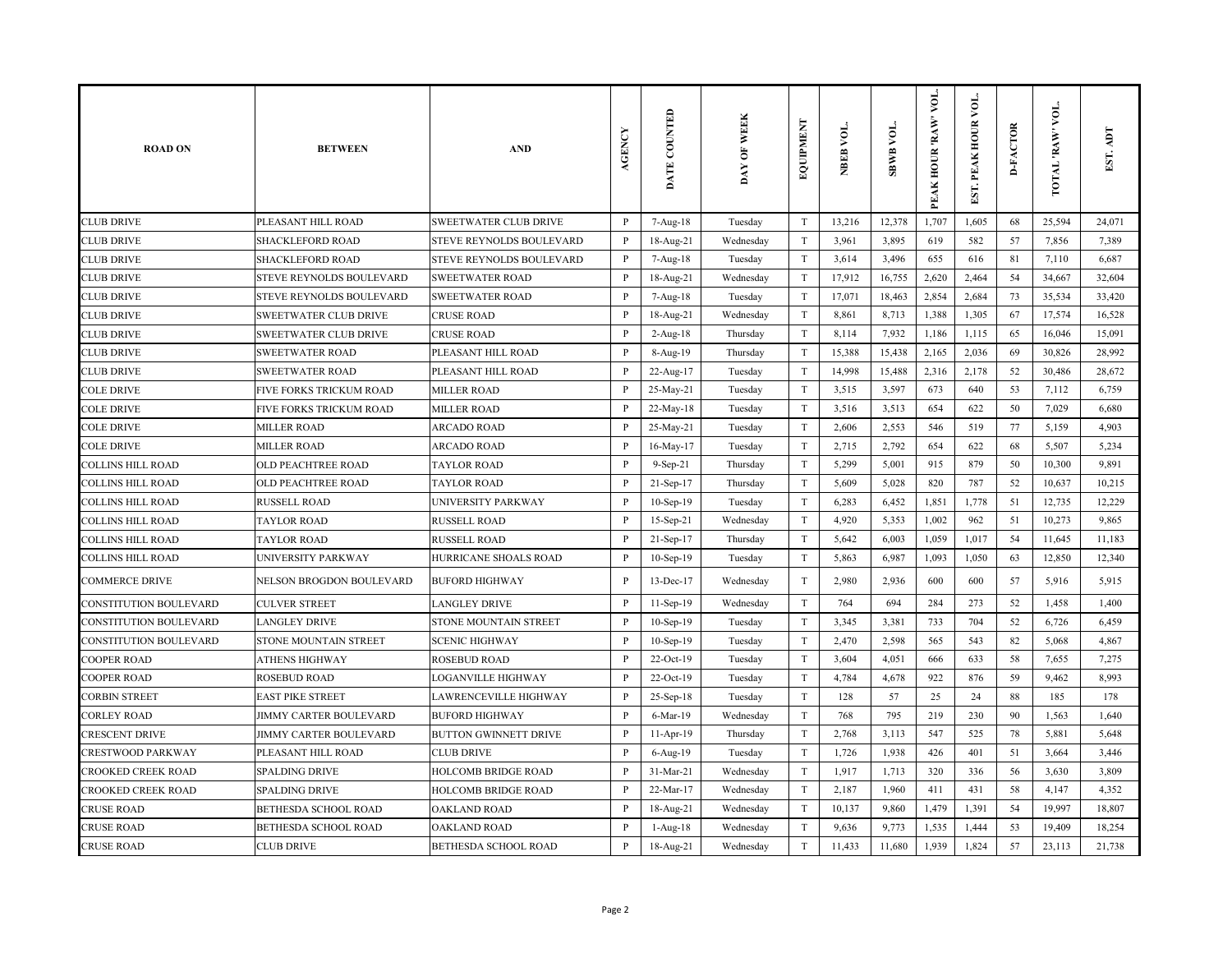| ROAD ON | BETWEEN | AND | AGENCY | DATE COUNTED | DAY OF WEEK | EQUIPMENT | NBEB VOL. | SBWB VOL. | PEAK HOUR 'RAW' VOL. | EST. PEAK HOUR VOL. | D-FACTOR | TOTAL 'RAW' VOL. | EST. ADT |
|---|---|---|---|---|---|---|---|---|---|---|---|---|---|
| CLUB DRIVE | PLEASANT HILL ROAD | SWEETWATER CLUB DRIVE | P | 7-Aug-18 | Tuesday | T | 13,216 | 12,378 | 1,707 | 1,605 | 68 | 25,594 | 24,071 |
| CLUB DRIVE | SHACKLEFORD ROAD | STEVE REYNOLDS BOULEVARD | P | 18-Aug-21 | Wednesday | T | 3,961 | 3,895 | 619 | 582 | 57 | 7,856 | 7,389 |
| CLUB DRIVE | SHACKLEFORD ROAD | STEVE REYNOLDS BOULEVARD | P | 7-Aug-18 | Tuesday | T | 3,614 | 3,496 | 655 | 616 | 81 | 7,110 | 6,687 |
| CLUB DRIVE | STEVE REYNOLDS BOULEVARD | SWEETWATER ROAD | P | 18-Aug-21 | Wednesday | T | 17,912 | 16,755 | 2,620 | 2,464 | 54 | 34,667 | 32,604 |
| CLUB DRIVE | STEVE REYNOLDS BOULEVARD | SWEETWATER ROAD | P | 7-Aug-18 | Tuesday | T | 17,071 | 18,463 | 2,854 | 2,684 | 73 | 35,534 | 33,420 |
| CLUB DRIVE | SWEETWATER CLUB DRIVE | CRUSE ROAD | P | 18-Aug-21 | Wednesday | T | 8,861 | 8,713 | 1,388 | 1,305 | 67 | 17,574 | 16,528 |
| CLUB DRIVE | SWEETWATER CLUB DRIVE | CRUSE ROAD | P | 2-Aug-18 | Thursday | T | 8,114 | 7,932 | 1,186 | 1,115 | 65 | 16,046 | 15,091 |
| CLUB DRIVE | SWEETWATER ROAD | PLEASANT HILL ROAD | P | 8-Aug-19 | Thursday | T | 15,388 | 15,438 | 2,165 | 2,036 | 69 | 30,826 | 28,992 |
| CLUB DRIVE | SWEETWATER ROAD | PLEASANT HILL ROAD | P | 22-Aug-17 | Tuesday | T | 14,998 | 15,488 | 2,316 | 2,178 | 52 | 30,486 | 28,672 |
| COLE DRIVE | FIVE FORKS TRICKUM ROAD | MILLER ROAD | P | 25-May-21 | Tuesday | T | 3,515 | 3,597 | 673 | 640 | 53 | 7,112 | 6,759 |
| COLE DRIVE | FIVE FORKS TRICKUM ROAD | MILLER ROAD | P | 22-May-18 | Tuesday | T | 3,516 | 3,513 | 654 | 622 | 50 | 7,029 | 6,680 |
| COLE DRIVE | MILLER ROAD | ARCADO ROAD | P | 25-May-21 | Tuesday | T | 2,606 | 2,553 | 546 | 519 | 77 | 5,159 | 4,903 |
| COLE DRIVE | MILLER ROAD | ARCADO ROAD | P | 16-May-17 | Tuesday | T | 2,715 | 2,792 | 654 | 622 | 68 | 5,507 | 5,234 |
| COLLINS HILL ROAD | OLD PEACHTREE ROAD | TAYLOR ROAD | P | 9-Sep-21 | Thursday | T | 5,299 | 5,001 | 915 | 879 | 50 | 10,300 | 9,891 |
| COLLINS HILL ROAD | OLD PEACHTREE ROAD | TAYLOR ROAD | P | 21-Sep-17 | Thursday | T | 5,609 | 5,028 | 820 | 787 | 52 | 10,637 | 10,215 |
| COLLINS HILL ROAD | RUSSELL ROAD | UNIVERSITY PARKWAY | P | 10-Sep-19 | Tuesday | T | 6,283 | 6,452 | 1,851 | 1,778 | 51 | 12,735 | 12,229 |
| COLLINS HILL ROAD | TAYLOR ROAD | RUSSELL ROAD | P | 15-Sep-21 | Wednesday | T | 4,920 | 5,353 | 1,002 | 962 | 51 | 10,273 | 9,865 |
| COLLINS HILL ROAD | TAYLOR ROAD | RUSSELL ROAD | P | 21-Sep-17 | Thursday | T | 5,642 | 6,003 | 1,059 | 1,017 | 54 | 11,645 | 11,183 |
| COLLINS HILL ROAD | UNIVERSITY PARKWAY | HURRICANE SHOALS ROAD | P | 10-Sep-19 | Tuesday | T | 5,863 | 6,987 | 1,093 | 1,050 | 63 | 12,850 | 12,340 |
| COMMERCE DRIVE | NELSON BROGDON BOULEVARD | BUFORD HIGHWAY | P | 13-Dec-17 | Wednesday | T | 2,980 | 2,936 | 600 | 600 | 57 | 5,916 | 5,915 |
| CONSTITUTION BOULEVARD | CULVER STREET | LANGLEY DRIVE | P | 11-Sep-19 | Wednesday | T | 764 | 694 | 284 | 273 | 52 | 1,458 | 1,400 |
| CONSTITUTION BOULEVARD | LANGLEY DRIVE | STONE MOUNTAIN STREET | P | 10-Sep-19 | Tuesday | T | 3,345 | 3,381 | 733 | 704 | 52 | 6,726 | 6,459 |
| CONSTITUTION BOULEVARD | STONE MOUNTAIN STREET | SCENIC HIGHWAY | P | 10-Sep-19 | Tuesday | T | 2,470 | 2,598 | 565 | 543 | 82 | 5,068 | 4,867 |
| COOPER ROAD | ATHENS HIGHWAY | ROSEBUD ROAD | P | 22-Oct-19 | Tuesday | T | 3,604 | 4,051 | 666 | 633 | 58 | 7,655 | 7,275 |
| COOPER ROAD | ROSEBUD ROAD | LOGANVILLE HIGHWAY | P | 22-Oct-19 | Tuesday | T | 4,784 | 4,678 | 922 | 876 | 59 | 9,462 | 8,993 |
| CORBIN STREET | EAST PIKE STREET | LAWRENCEVILLE HIGHWAY | P | 25-Sep-18 | Tuesday | T | 128 | 57 | 25 | 24 | 88 | 185 | 178 |
| CORLEY ROAD | JIMMY CARTER BOULEVARD | BUFORD HIGHWAY | P | 6-Mar-19 | Wednesday | T | 768 | 795 | 219 | 230 | 90 | 1,563 | 1,640 |
| CRESCENT DRIVE | JIMMY CARTER BOULEVARD | BUTTON GWINNETT DRIVE | P | 11-Apr-19 | Thursday | T | 2,768 | 3,113 | 547 | 525 | 78 | 5,881 | 5,648 |
| CRESTWOOD PARKWAY | PLEASANT HILL ROAD | CLUB DRIVE | P | 6-Aug-19 | Tuesday | T | 1,726 | 1,938 | 426 | 401 | 51 | 3,664 | 3,446 |
| CROOKED CREEK ROAD | SPALDING DRIVE | HOLCOMB BRIDGE ROAD | P | 31-Mar-21 | Wednesday | T | 1,917 | 1,713 | 320 | 336 | 56 | 3,630 | 3,809 |
| CROOKED CREEK ROAD | SPALDING DRIVE | HOLCOMB BRIDGE ROAD | P | 22-Mar-17 | Wednesday | T | 2,187 | 1,960 | 411 | 431 | 58 | 4,147 | 4,352 |
| CRUSE ROAD | BETHESDA SCHOOL ROAD | OAKLAND ROAD | P | 18-Aug-21 | Wednesday | T | 10,137 | 9,860 | 1,479 | 1,391 | 54 | 19,997 | 18,807 |
| CRUSE ROAD | BETHESDA SCHOOL ROAD | OAKLAND ROAD | P | 1-Aug-18 | Wednesday | T | 9,636 | 9,773 | 1,535 | 1,444 | 53 | 19,409 | 18,254 |
| CRUSE ROAD | CLUB DRIVE | BETHESDA SCHOOL ROAD | P | 18-Aug-21 | Wednesday | T | 11,433 | 11,680 | 1,939 | 1,824 | 57 | 23,113 | 21,738 |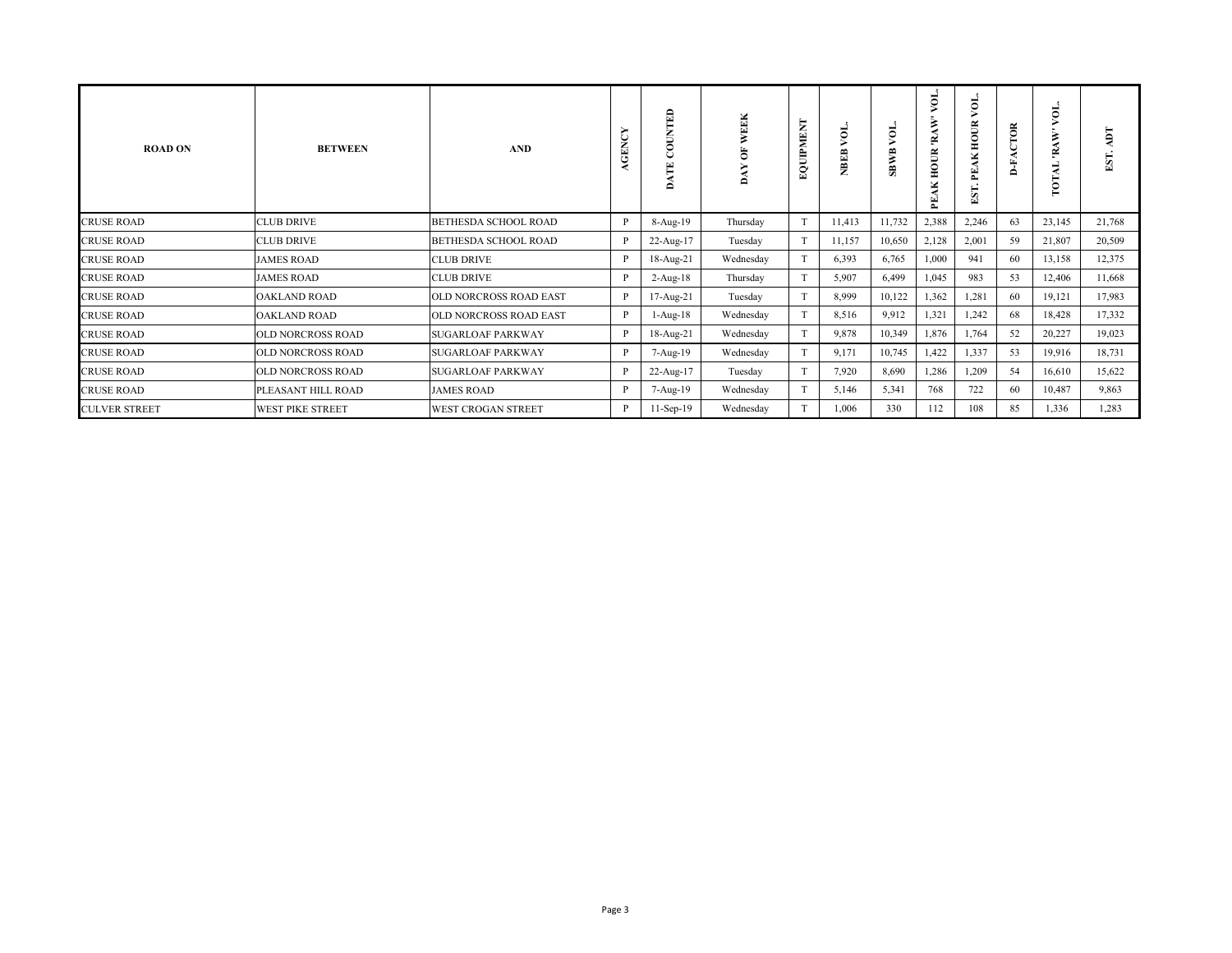| ROAD ON | BETWEEN | AND | AGENCY | DATE COUNTED | DAY OF WEEK | EQUIPMENT | NBEB VOL. | SBWB VOL. | PEAK HOUR 'RAW' VOL. | EST. PEAK HOUR VOL. | D-FACTOR | TOTAL 'RAW' VOL. | EST. ADT |
|---|---|---|---|---|---|---|---|---|---|---|---|---|---|
| CRUSE ROAD | CLUB DRIVE | BETHESDA SCHOOL ROAD | P | 8-Aug-19 | Thursday | T | 11,413 | 11,732 | 2,388 | 2,246 | 63 | 23,145 | 21,768 |
| CRUSE ROAD | CLUB DRIVE | BETHESDA SCHOOL ROAD | P | 22-Aug-17 | Tuesday | T | 11,157 | 10,650 | 2,128 | 2,001 | 59 | 21,807 | 20,509 |
| CRUSE ROAD | JAMES ROAD | CLUB DRIVE | P | 18-Aug-21 | Wednesday | T | 6,393 | 6,765 | 1,000 | 941 | 60 | 13,158 | 12,375 |
| CRUSE ROAD | JAMES ROAD | CLUB DRIVE | P | 2-Aug-18 | Thursday | T | 5,907 | 6,499 | 1,045 | 983 | 53 | 12,406 | 11,668 |
| CRUSE ROAD | OAKLAND ROAD | OLD NORCROSS ROAD EAST | P | 17-Aug-21 | Tuesday | T | 8,999 | 10,122 | 1,362 | 1,281 | 60 | 19,121 | 17,983 |
| CRUSE ROAD | OAKLAND ROAD | OLD NORCROSS ROAD EAST | P | 1-Aug-18 | Wednesday | T | 8,516 | 9,912 | 1,321 | 1,242 | 68 | 18,428 | 17,332 |
| CRUSE ROAD | OLD NORCROSS ROAD | SUGARLOAF PARKWAY | P | 18-Aug-21 | Wednesday | T | 9,878 | 10,349 | 1,876 | 1,764 | 52 | 20,227 | 19,023 |
| CRUSE ROAD | OLD NORCROSS ROAD | SUGARLOAF PARKWAY | P | 7-Aug-19 | Wednesday | T | 9,171 | 10,745 | 1,422 | 1,337 | 53 | 19,916 | 18,731 |
| CRUSE ROAD | OLD NORCROSS ROAD | SUGARLOAF PARKWAY | P | 22-Aug-17 | Tuesday | T | 7,920 | 8,690 | 1,286 | 1,209 | 54 | 16,610 | 15,622 |
| CRUSE ROAD | PLEASANT HILL ROAD | JAMES ROAD | P | 7-Aug-19 | Wednesday | T | 5,146 | 5,341 | 768 | 722 | 60 | 10,487 | 9,863 |
| CULVER STREET | WEST PIKE STREET | WEST CROGAN STREET | P | 11-Sep-19 | Wednesday | T | 1,006 | 330 | 112 | 108 | 85 | 1,336 | 1,283 |